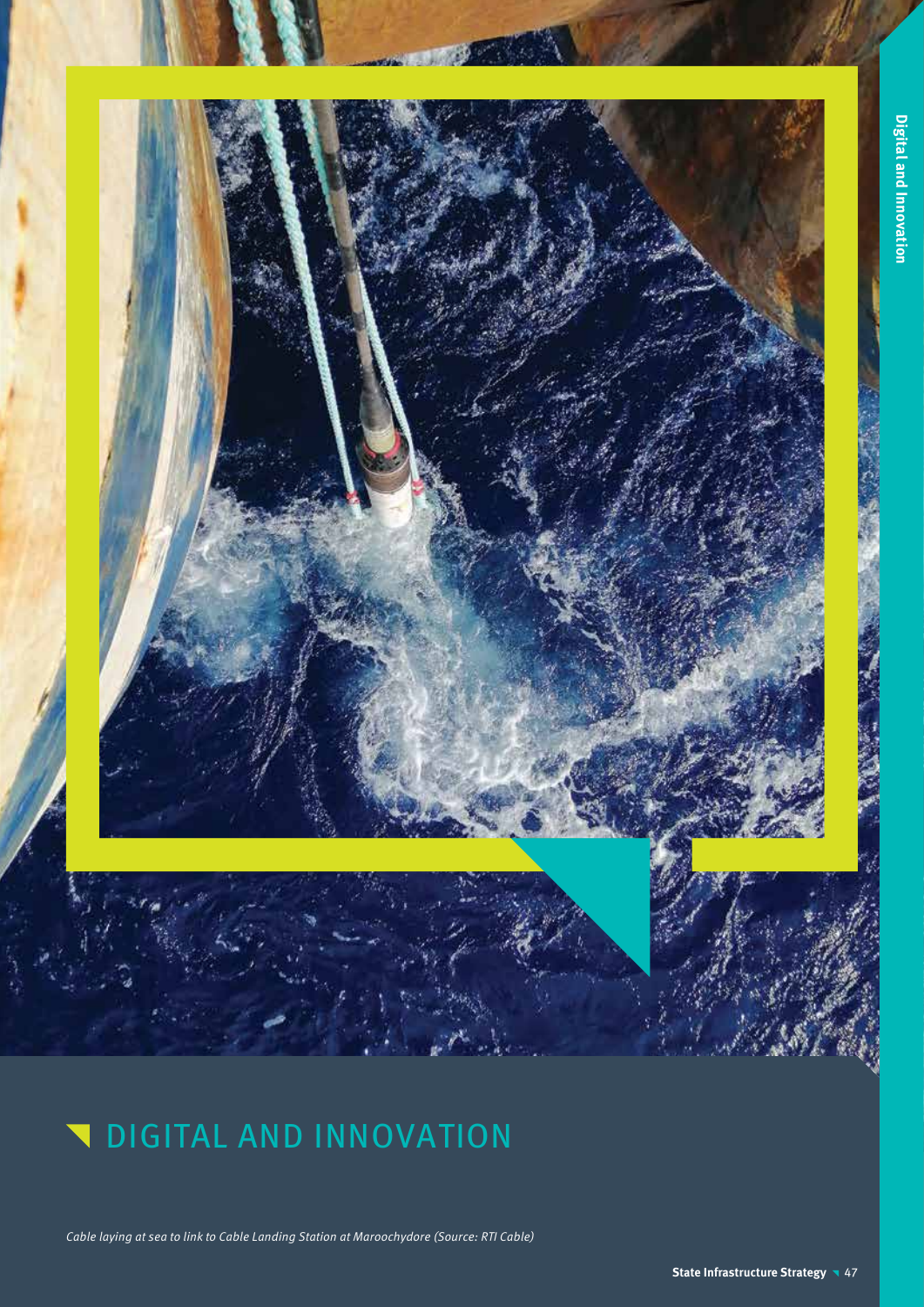# DIGITAL AND INNOVATION

*Cable laying at sea to link to Cable Landing Station at Maroochydore (Source: RTI Cable)*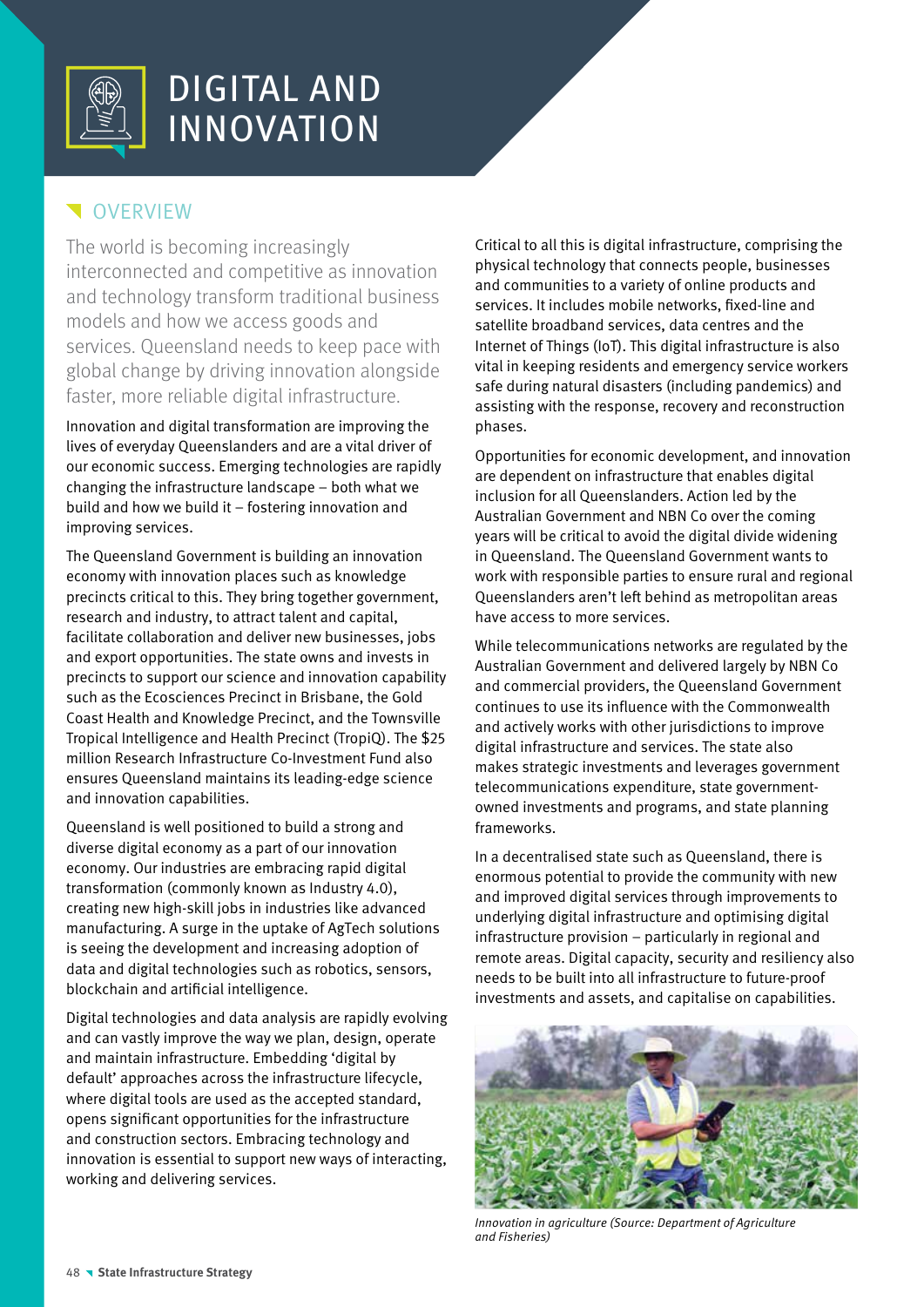# DIGITAL AND INNOVATION

## OVERVIEW

The world is becoming increasingly interconnected and competitive as innovation and technology transform traditional business models and how we access goods and services. Queensland needs to keep pace with global change by driving innovation alongside faster, more reliable digital infrastructure.

Innovation and digital transformation are improving the lives of everyday Queenslanders and are a vital driver of our economic success. Emerging technologies are rapidly changing the infrastructure landscape – both what we build and how we build it – fostering innovation and improving services.

The Queensland Government is building an innovation economy with innovation places such as knowledge precincts critical to this. They bring together government, research and industry, to attract talent and capital, facilitate collaboration and deliver new businesses, jobs and export opportunities. The state owns and invests in precincts to support our science and innovation capability such as the Ecosciences Precinct in Brisbane, the Gold Coast Health and Knowledge Precinct, and the Townsville Tropical Intelligence and Health Precinct (TropiQ). The $25 million Research Infrastructure Co-Investment Fund also ensures Queensland maintains its leading-edge science and innovation capabilities.

Queensland is well positioned to build a strong and diverse digital economy as a part of our innovation economy. Our industries are embracing rapid digital transformation (commonly known as Industry 4.0), creating new high-skill jobs in industries like advanced manufacturing. A surge in the uptake of AgTech solutions is seeing the development and increasing adoption of data and digital technologies such as robotics, sensors, blockchain and artificial intelligence.

Digital technologies and data analysis are rapidly evolving and can vastly improve the way we plan, design, operate and maintain infrastructure. Embedding 'digital by default' approaches across the infrastructure lifecycle, where digital tools are used as the accepted standard, opens significant opportunities for the infrastructure and construction sectors. Embracing technology and innovation is essential to support new ways of interacting, working and delivering services.

Critical to all this is digital infrastructure, comprising the physical technology that connects people, businesses and communities to a variety of online products and services. It includes mobile networks, fixed-line and satellite broadband services, data centres and the Internet of Things (IoT). This digital infrastructure is also vital in keeping residents and emergency service workers safe during natural disasters (including pandemics) and assisting with the response, recovery and reconstruction phases.

Opportunities for economic development, and innovation are dependent on infrastructure that enables digital inclusion for all Queenslanders. Action led by the Australian Government and NBN Co over the coming years will be critical to avoid the digital divide widening in Queensland. The Queensland Government wants to work with responsible parties to ensure rural and regional Queenslanders aren't left behind as metropolitan areas have access to more services.

While telecommunications networks are regulated by the Australian Government and delivered largely by NBN Co and commercial providers, the Queensland Government continues to use its influence with the Commonwealth and actively works with other jurisdictions to improve digital infrastructure and services. The state also makes strategic investments and leverages government telecommunications expenditure, state government-owned investments and programs, and state planning frameworks.

In a decentralised state such as Queensland, there is enormous potential to provide the community with new and improved digital services through improvements to underlying digital infrastructure and optimising digital infrastructure provision – particularly in regional and remote areas. Digital capacity, security and resiliency also needs to be built into all infrastructure to future-proof investments and assets, and capitalise on capabilities.

*Innovation in agriculture (Source: Department of Agriculture and Fisheries)*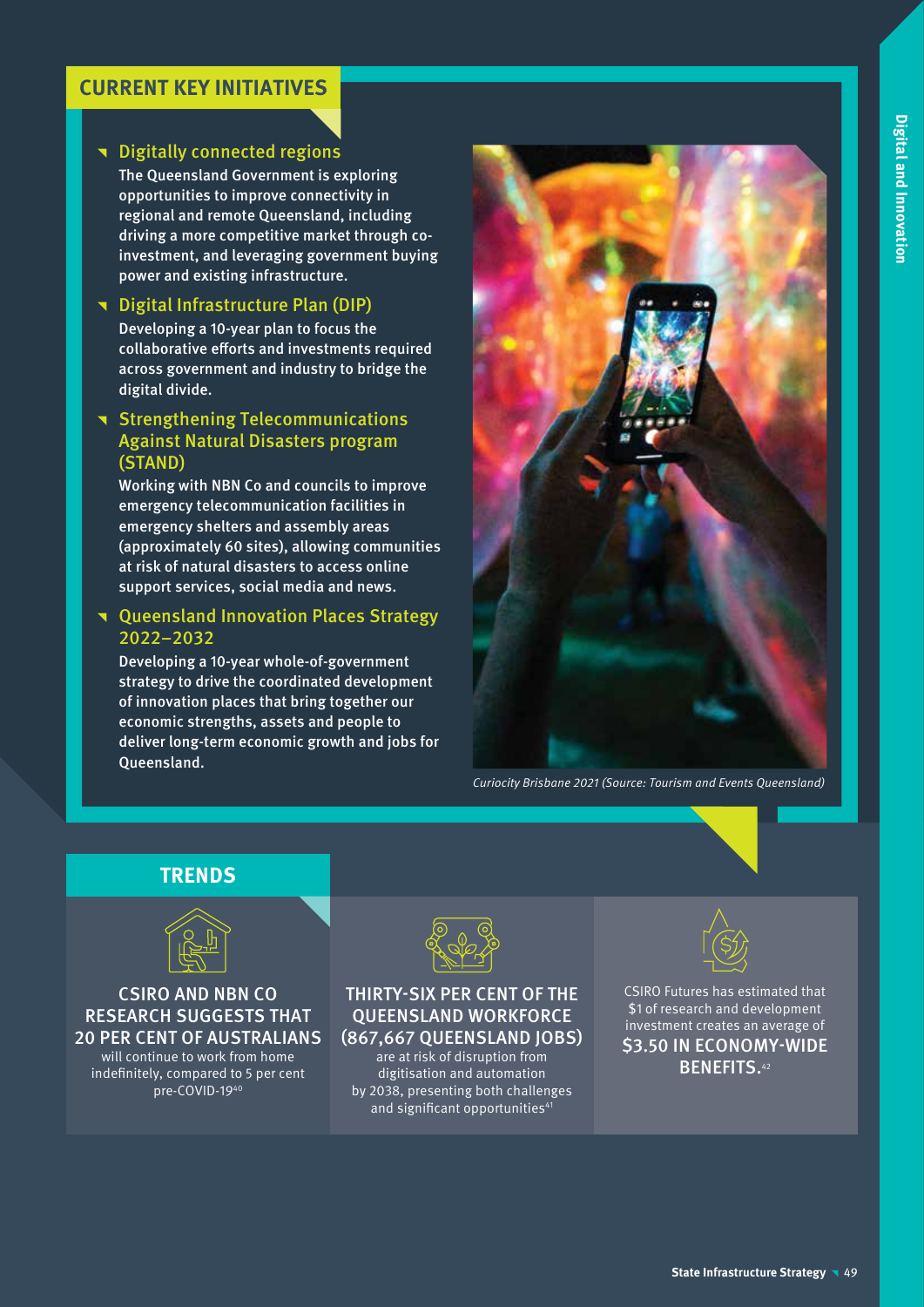## CURRENT KEY INITIATIVES

### Digitally connected regions

The Queensland Government is exploring opportunities to improve connectivity in regional and remote Queensland, including driving a more competitive market through co-investment, and leveraging government buying power and existing infrastructure.

### Digital Infrastructure Plan (DIP)

Developing a 10-year plan to focus the collaborative efforts and investments required across government and industry to bridge the digital divide.

### Strengthening Telecommunications Against Natural Disasters program (STAND)

Working with NBN Co and councils to improve emergency telecommunication facilities in emergency shelters and assembly areas (approximately 60 sites), allowing communities at risk of natural disasters to access online support services, social media and news.

### Queensland Innovation Places Strategy 2022–2032

Developing a 10-year whole-of-government strategy to drive the coordinated development of innovation places that bring together our economic strengths, assets and people to deliver long-term economic growth and jobs for Queensland.

*Curiocity Brisbane 2021 (Source: Tourism and Events Queensland)*

## TRENDS

**CSIRO AND NBN CO RESEARCH SUGGESTS THAT 20 PER CENT OF AUSTRALIANS** will continue to work from home indefinitely, compared to 5 per cent pre-COVID-19[40]

**THIRTY-SIX PER CENT OF THE QUEENSLAND WORKFORCE (867,667 QUEENSLAND JOBS)** are at risk of disruption from digitisation and automation by 2038, presenting both challenges and significant opportunities[41]

CSIRO Futures has estimated that $1 of research and development investment creates an average of **$3.50 IN ECONOMY-WIDE BENEFITS.**[42]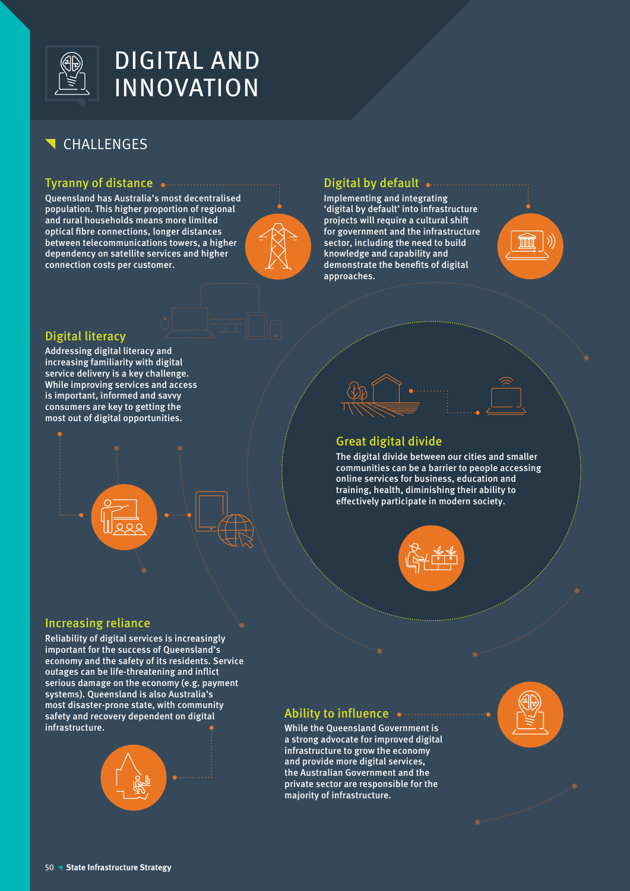# DIGITAL AND INNOVATION

## CHALLENGES

### Tyranny of distance

Queensland has Australia's most decentralised population. This higher proportion of regional and rural households means more limited optical fibre connections, longer distances between telecommunications towers, a higher dependency on satellite services and higher connection costs per customer.

### Digital by default

Implementing and integrating 'digital by default' into infrastructure projects will require a cultural shift for government and the infrastructure sector, including the need to build knowledge and capability and demonstrate the benefits of digital approaches.

### Digital literacy

Addressing digital literacy and increasing familiarity with digital service delivery is a key challenge. While improving services and access is important, informed and savvy consumers are key to getting the most out of digital opportunities.

### Great digital divide

The digital divide between our cities and smaller communities can be a barrier to people accessing online services for business, education and training, health, diminishing their ability to effectively participate in modern society.

### Increasing reliance

Reliability of digital services is increasingly important for the success of Queensland's economy and the safety of its residents. Service outages can be life-threatening and inflict serious damage on the economy (e.g. payment systems). Queensland is also Australia's most disaster-prone state, with community safety and recovery dependent on digital infrastructure.

### Ability to influence

While the Queensland Government is a strong advocate for improved digital infrastructure to grow the economy and provide more digital services, the Australian Government and the private sector are responsible for the majority of infrastructure.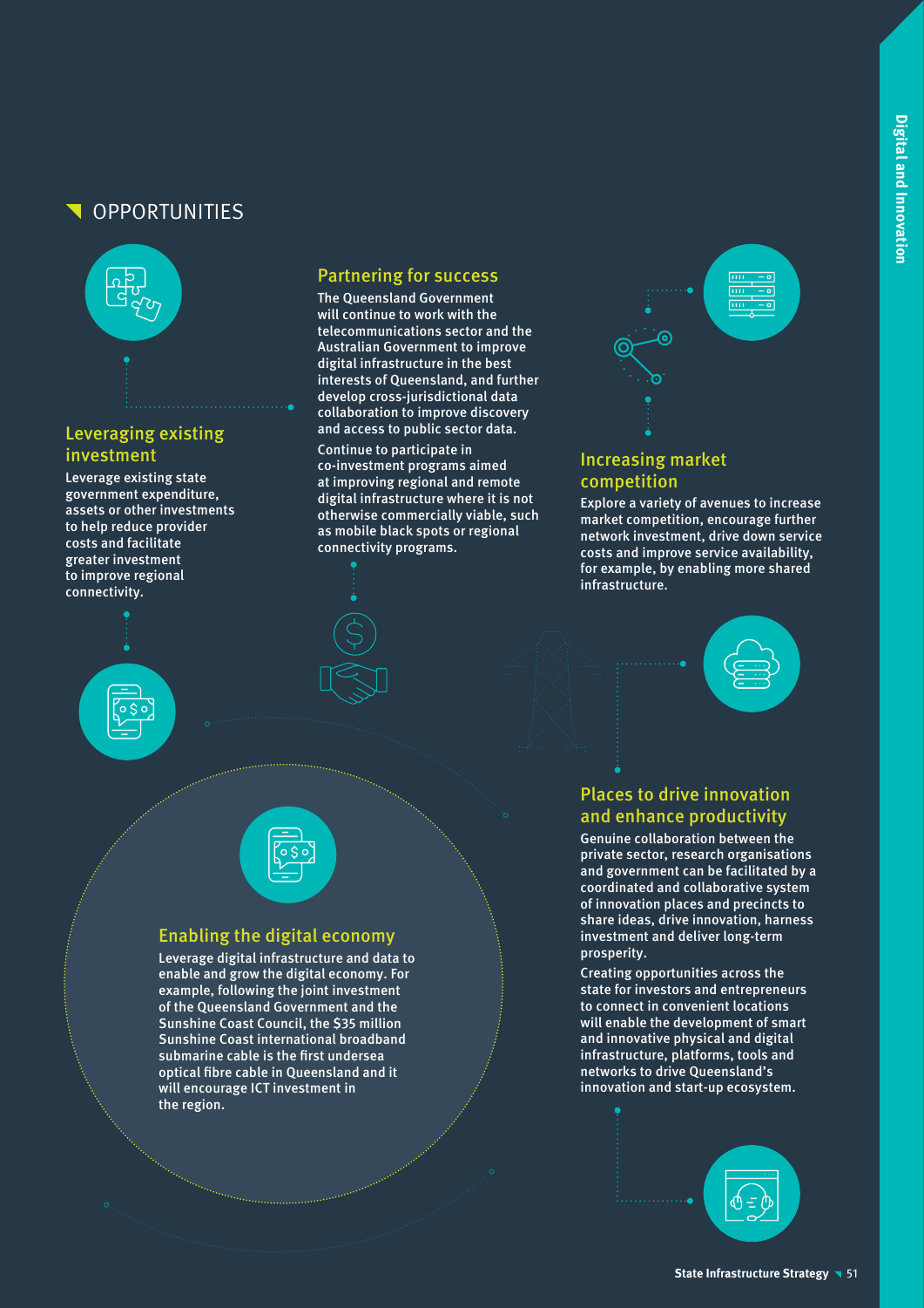## OPPORTUNITIES

### Leveraging existing investment

Leverage existing state government expenditure, assets or other investments to help reduce provider costs and facilitate greater investment to improve regional connectivity.

### Partnering for success

The Queensland Government will continue to work with the telecommunications sector and the Australian Government to improve digital infrastructure in the best interests of Queensland, and further develop cross-jurisdictional data collaboration to improve discovery and access to public sector data.

Continue to participate in co-investment programs aimed at improving regional and remote digital infrastructure where it is not otherwise commercially viable, such as mobile black spots or regional connectivity programs.

### Increasing market competition

Explore a variety of avenues to increase market competition, encourage further network investment, drive down service costs and improve service availability, for example, by enabling more shared infrastructure.

### Enabling the digital economy

Leverage digital infrastructure and data to enable and grow the digital economy. For example, following the joint investment of the Queensland Government and the Sunshine Coast Council, the $35 million Sunshine Coast international broadband submarine cable is the first undersea optical fibre cable in Queensland and it will encourage ICT investment in the region.

### Places to drive innovation and enhance productivity

Genuine collaboration between the private sector, research organisations and government can be facilitated by a coordinated and collaborative system of innovation places and precincts to share ideas, drive innovation, harness investment and deliver long-term prosperity.

Creating opportunities across the state for investors and entrepreneurs to connect in convenient locations will enable the development of smart and innovative physical and digital infrastructure, platforms, tools and networks to drive Queensland's innovation and start-up ecosystem.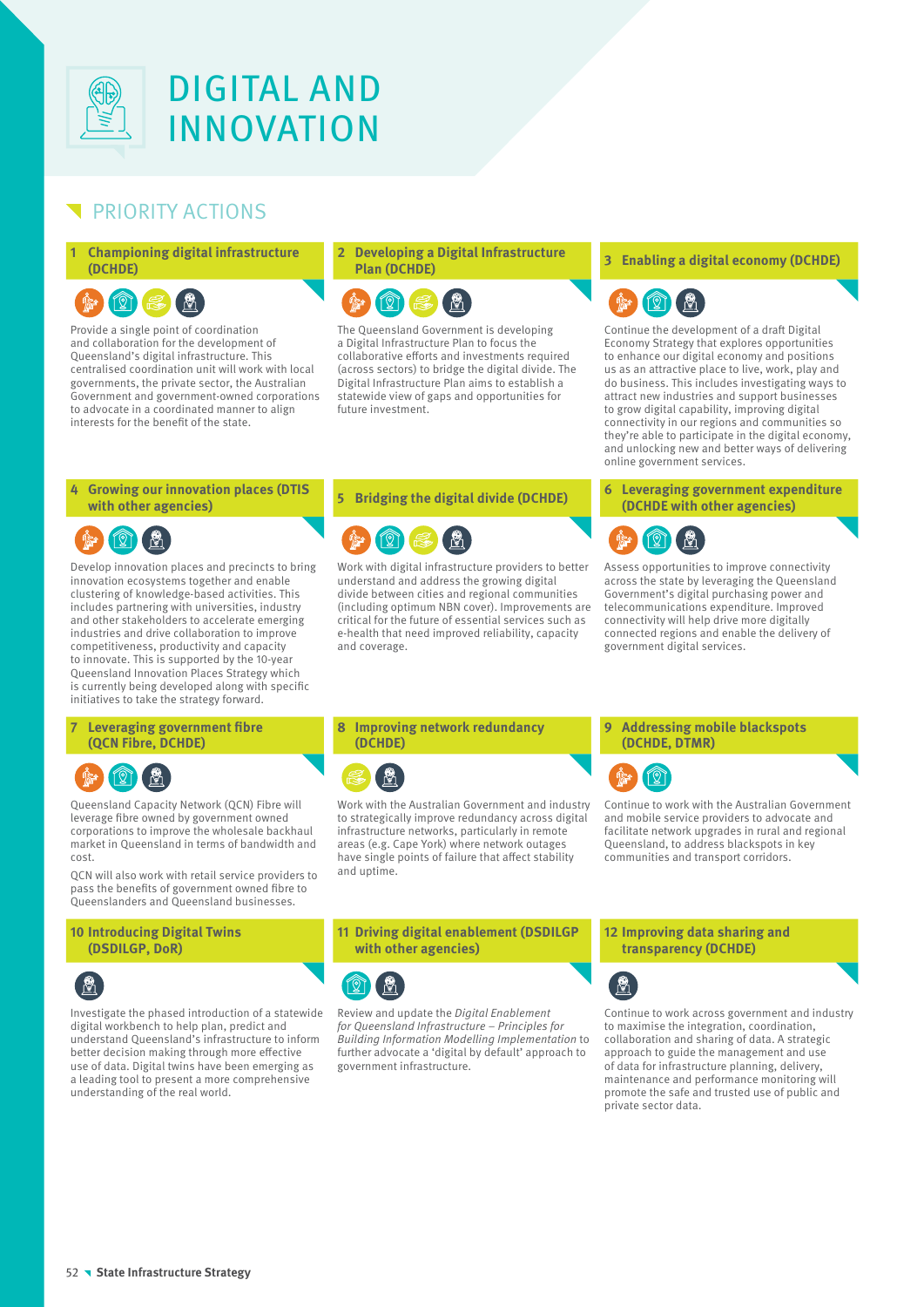# DIGITAL AND INNOVATION

## PRIORITY ACTIONS

### 1 Championing digital infrastructure (DCHDE)

Provide a single point of coordination and collaboration for the development of Queensland's digital infrastructure. This centralised coordination unit will work with local governments, the private sector, the Australian Government and government-owned corporations to advocate in a coordinated manner to align interests for the benefit of the state.

### 2 Developing a Digital Infrastructure Plan (DCHDE)

The Queensland Government is developing a Digital Infrastructure Plan to focus the collaborative efforts and investments required (across sectors) to bridge the digital divide. The Digital Infrastructure Plan aims to establish a statewide view of gaps and opportunities for future investment.

### 3 Enabling a digital economy (DCHDE)

Continue the development of a draft Digital Economy Strategy that explores opportunities to enhance our digital economy and positions us as an attractive place to live, work, play and do business. This includes investigating ways to attract new industries and support businesses to grow digital capability, improving digital connectivity in our regions and communities so they're able to participate in the digital economy, and unlocking new and better ways of delivering online government services.

### 4 Growing our innovation places (DTIS with other agencies)

Develop innovation places and precincts to bring innovation ecosystems together and enable clustering of knowledge-based activities. This includes partnering with universities, industry and other stakeholders to accelerate emerging industries and drive collaboration to improve competitiveness, productivity and capacity to innovate. This is supported by the 10-year Queensland Innovation Places Strategy which is currently being developed along with specific initiatives to take the strategy forward.

### 5 Bridging the digital divide (DCHDE)

Work with digital infrastructure providers to better understand and address the growing digital divide between cities and regional communities (including optimum NBN cover). Improvements are critical for the future of essential services such as e-health that need improved reliability, capacity and coverage.

### 6 Leveraging government expenditure (DCHDE with other agencies)

Assess opportunities to improve connectivity across the state by leveraging the Queensland Government's digital purchasing power and telecommunications expenditure. Improved connectivity will help drive more digitally connected regions and enable the delivery of government digital services.

### 7 Leveraging government fibre (QCN Fibre, DCHDE)

Queensland Capacity Network (QCN) Fibre will leverage fibre owned by government owned corporations to improve the wholesale backhaul market in Queensland in terms of bandwidth and cost.

QCN will also work with retail service providers to pass the benefits of government owned fibre to Queenslanders and Queensland businesses.

### 8 Improving network redundancy (DCHDE)

Work with the Australian Government and industry to strategically improve redundancy across digital infrastructure networks, particularly in remote areas (e.g. Cape York) where network outages have single points of failure that affect stability and uptime.

### 9 Addressing mobile blackspots (DCHDE, DTMR)

Continue to work with the Australian Government and mobile service providers to advocate and facilitate network upgrades in rural and regional Queensland, to address blackspots in key communities and transport corridors.

### 10 Introducing Digital Twins (DSDILGP, DoR)

Investigate the phased introduction of a statewide digital workbench to help plan, predict and understand Queensland's infrastructure to inform better decision making through more effective use of data. Digital twins have been emerging as a leading tool to present a more comprehensive understanding of the real world.

### 11 Driving digital enablement (DSDILGP with other agencies)

Review and update the *Digital Enablement for Queensland Infrastructure – Principles for Building Information Modelling Implementation* to further advocate a 'digital by default' approach to government infrastructure.

### 12 Improving data sharing and transparency (DCHDE)

Continue to work across government and industry to maximise the integration, coordination, collaboration and sharing of data. A strategic approach to guide the management and use of data for infrastructure planning, delivery, maintenance and performance monitoring will promote the safe and trusted use of public and private sector data.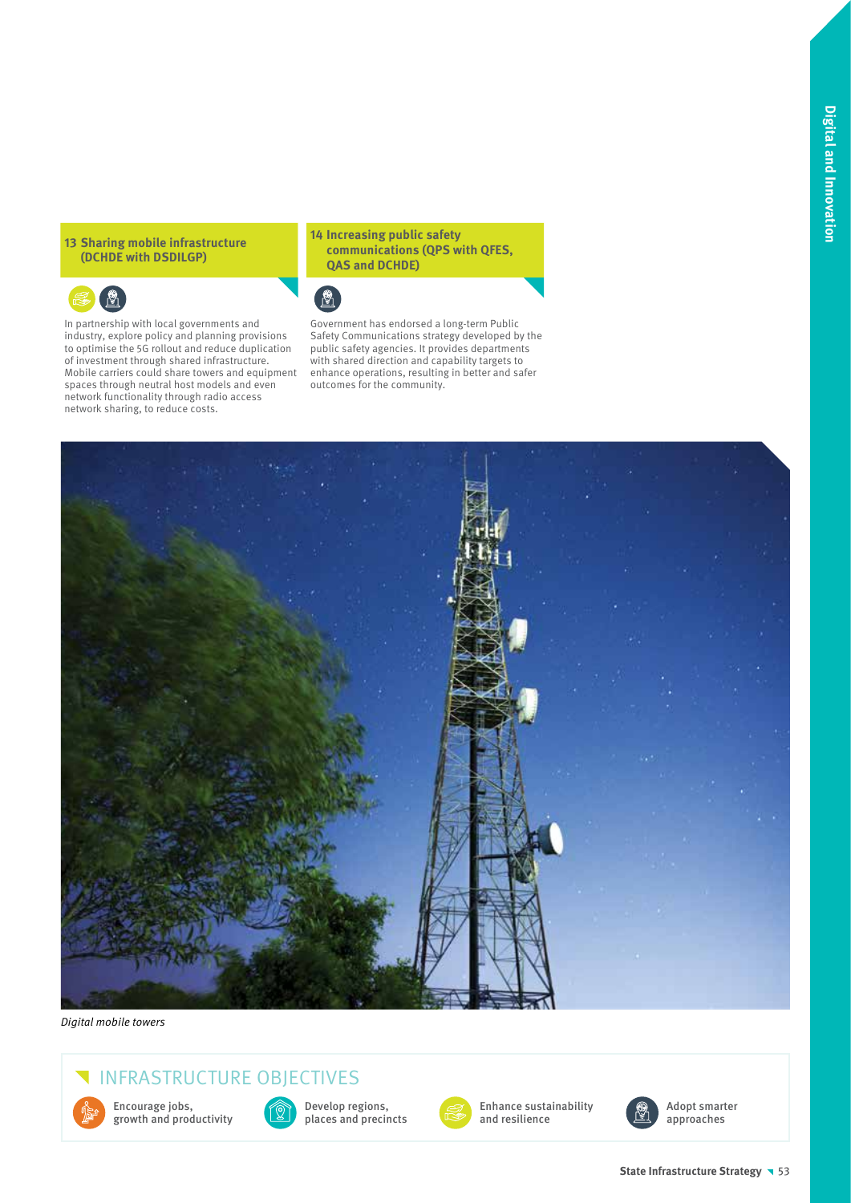### 13 Sharing mobile infrastructure (DCHDE with DSDILGP)

In partnership with local governments and industry, explore policy and planning provisions to optimise the 5G rollout and reduce duplication of investment through shared infrastructure. Mobile carriers could share towers and equipment spaces through neutral host models and even network functionality through radio access network sharing, to reduce costs.

### 14 Increasing public safety communications (QPS with QFES, QAS and DCHDE)

Government has endorsed a long-term Public Safety Communications strategy developed by the public safety agencies. It provides departments with shared direction and capability targets to enhance operations, resulting in better and safer outcomes for the community.

*Digital mobile towers*

## INFRASTRUCTURE OBJECTIVES

- Encourage jobs, growth and productivity
- Develop regions, places and precincts
- Enhance sustainability and resilience
- Adopt smarter approaches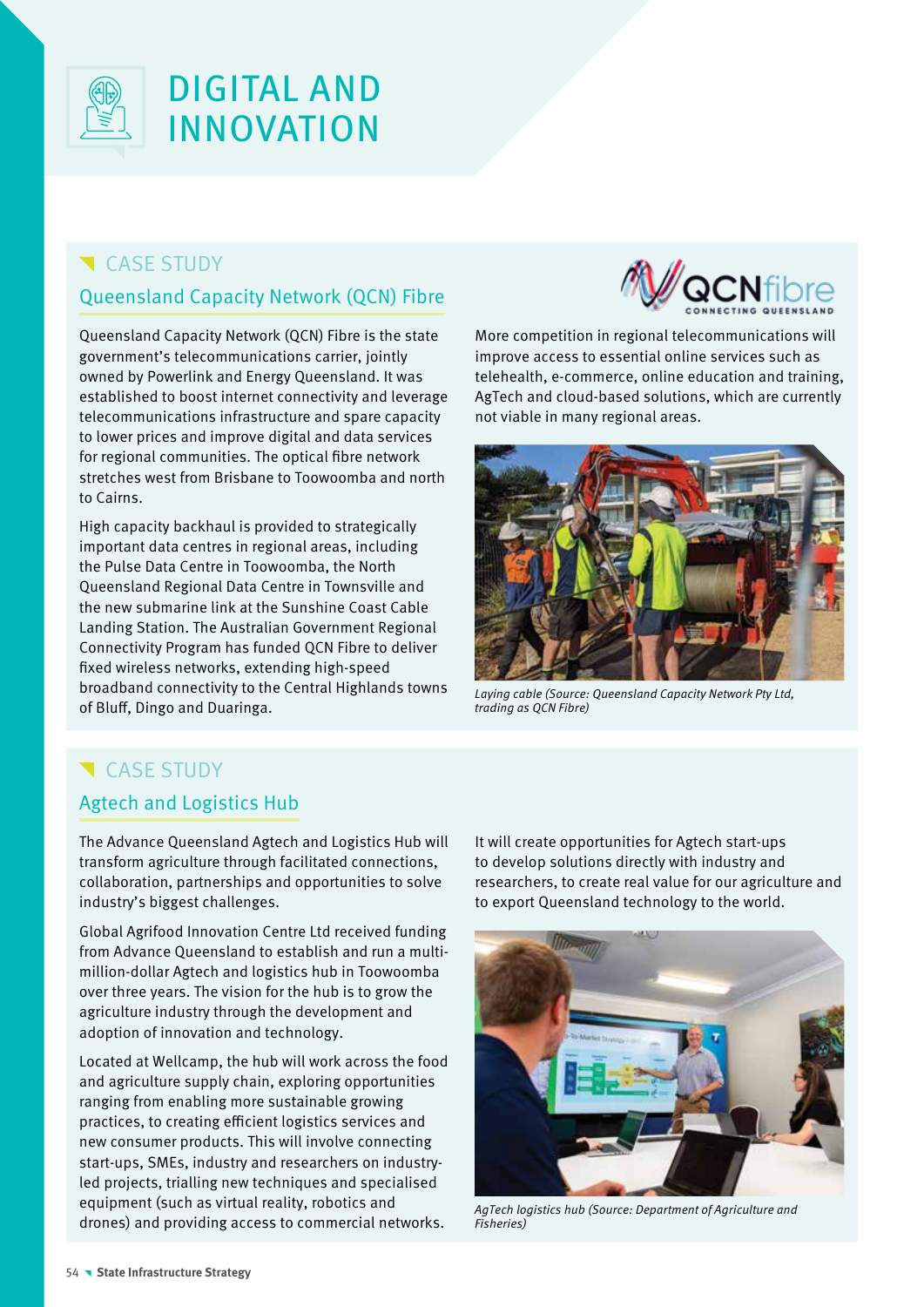# DIGITAL AND INNOVATION

## CASE STUDY

### Queensland Capacity Network (QCN) Fibre

Queensland Capacity Network (QCN) Fibre is the state government's telecommunications carrier, jointly owned by Powerlink and Energy Queensland. It was established to boost internet connectivity and leverage telecommunications infrastructure and spare capacity to lower prices and improve digital and data services for regional communities. The optical fibre network stretches west from Brisbane to Toowoomba and north to Cairns.

High capacity backhaul is provided to strategically important data centres in regional areas, including the Pulse Data Centre in Toowoomba, the North Queensland Regional Data Centre in Townsville and the new submarine link at the Sunshine Coast Cable Landing Station. The Australian Government Regional Connectivity Program has funded QCN Fibre to deliver fixed wireless networks, extending high-speed broadband connectivity to the Central Highlands towns of Bluff, Dingo and Duaringa.

More competition in regional telecommunications will improve access to essential online services such as telehealth, e-commerce, online education and training, AgTech and cloud-based solutions, which are currently not viable in many regional areas.

*Laying cable (Source: Queensland Capacity Network Pty Ltd, trading as QCN Fibre)*

## CASE STUDY

### Agtech and Logistics Hub

The Advance Queensland Agtech and Logistics Hub will transform agriculture through facilitated connections, collaboration, partnerships and opportunities to solve industry's biggest challenges.

Global Agrifood Innovation Centre Ltd received funding from Advance Queensland to establish and run a multi-million-dollar Agtech and logistics hub in Toowoomba over three years. The vision for the hub is to grow the agriculture industry through the development and adoption of innovation and technology.

Located at Wellcamp, the hub will work across the food and agriculture supply chain, exploring opportunities ranging from enabling more sustainable growing practices, to creating efficient logistics services and new consumer products. This will involve connecting start-ups, SMEs, industry and researchers on industry-led projects, trialling new techniques and specialised equipment (such as virtual reality, robotics and drones) and providing access to commercial networks.

It will create opportunities for Agtech start-ups to develop solutions directly with industry and researchers, to create real value for our agriculture and to export Queensland technology to the world.

*AgTech logistics hub (Source: Department of Agriculture and Fisheries)*